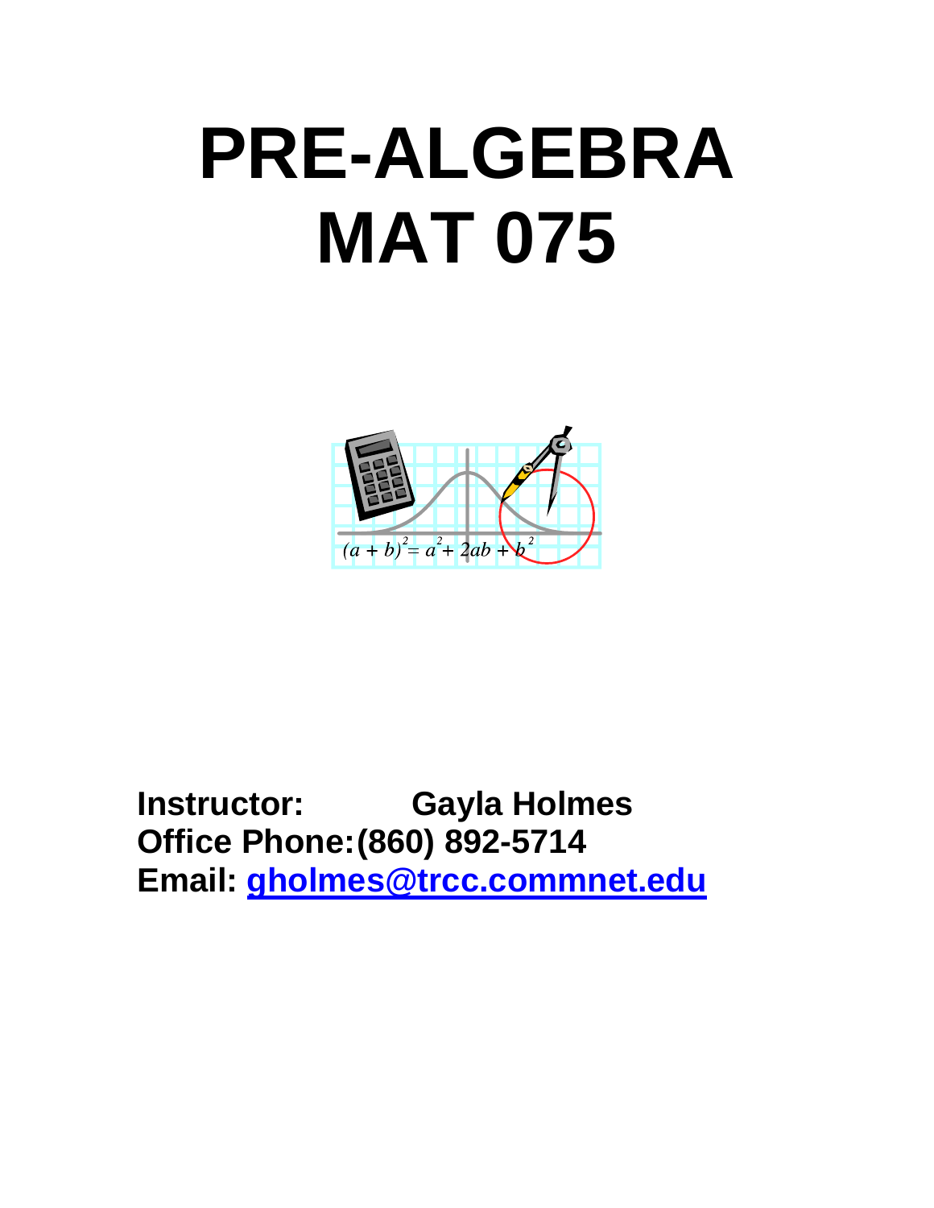# PRE-ALGEBRA
# MAT 075

**Instructor:** **Gayla Holmes**
**Office Phone:** **(860) 892-5714**
**Email:** **gholmes@trcc.commnet.edu**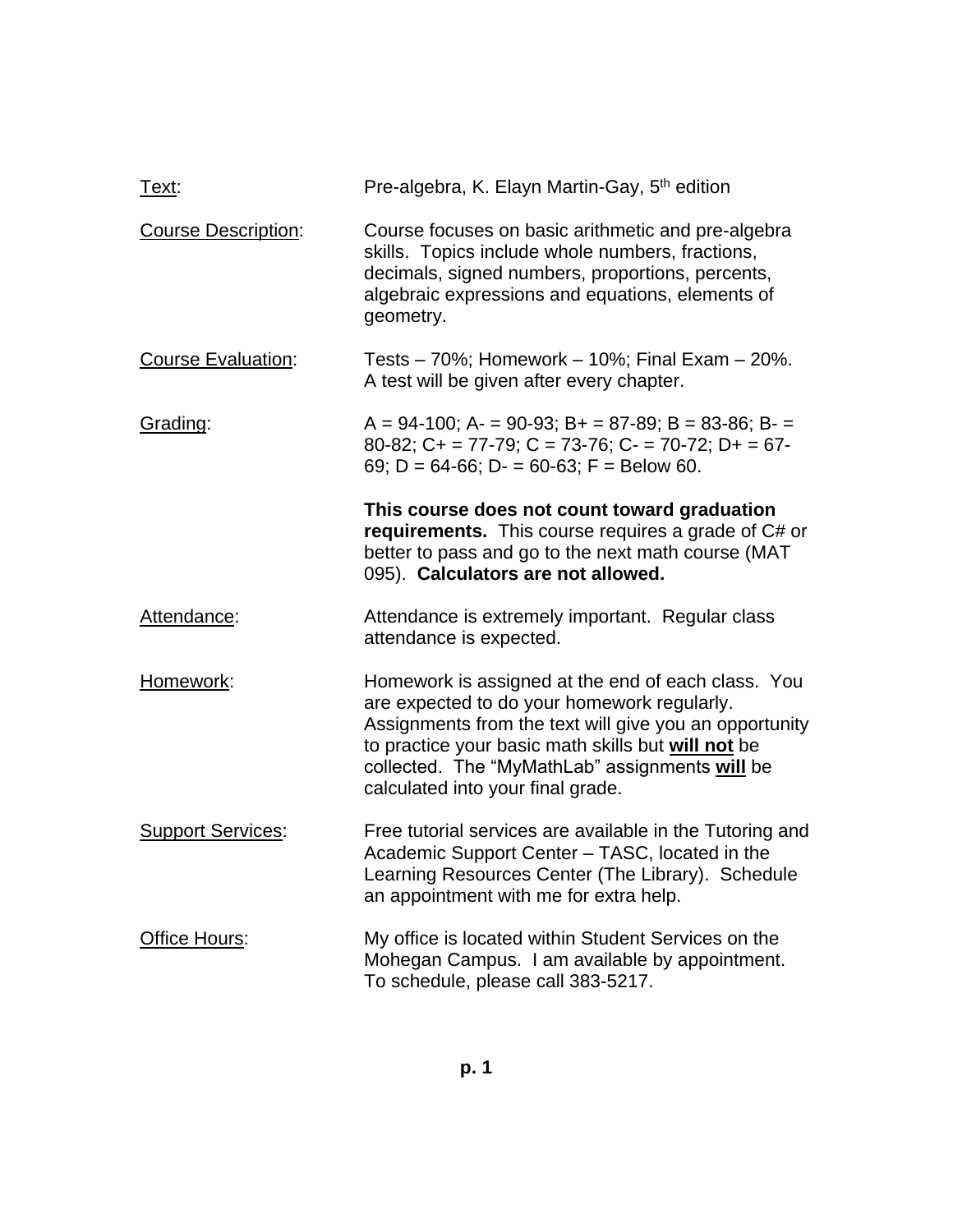Text: Pre-algebra, K. Elayn Martin-Gay, 5th edition

Course Description: Course focuses on basic arithmetic and pre-algebra skills. Topics include whole numbers, fractions, decimals, signed numbers, proportions, percents, algebraic expressions and equations, elements of geometry.

Course Evaluation: Tests – 70%; Homework – 10%; Final Exam – 20%. A test will be given after every chapter.

Grading: A = 94-100; A- = 90-93; B+ = 87-89; B = 83-86; B- = 80-82; C+ = 77-79; C = 73-76; C- = 70-72; D+ = 67-69; D = 64-66; D- = 60-63; F = Below 60.

**This course does not count toward graduation requirements.** This course requires a grade of C# or better to pass and go to the next math course (MAT 095). **Calculators are not allowed.**

Attendance: Attendance is extremely important. Regular class attendance is expected.

Homework: Homework is assigned at the end of each class. You are expected to do your homework regularly. Assignments from the text will give you an opportunity to practice your basic math skills but **will not** be collected. The "MyMathLab" assignments **will** be calculated into your final grade.

Support Services: Free tutorial services are available in the Tutoring and Academic Support Center – TASC, located in the Learning Resources Center (The Library). Schedule an appointment with me for extra help.

Office Hours: My office is located within Student Services on the Mohegan Campus. I am available by appointment. To schedule, please call 383-5217.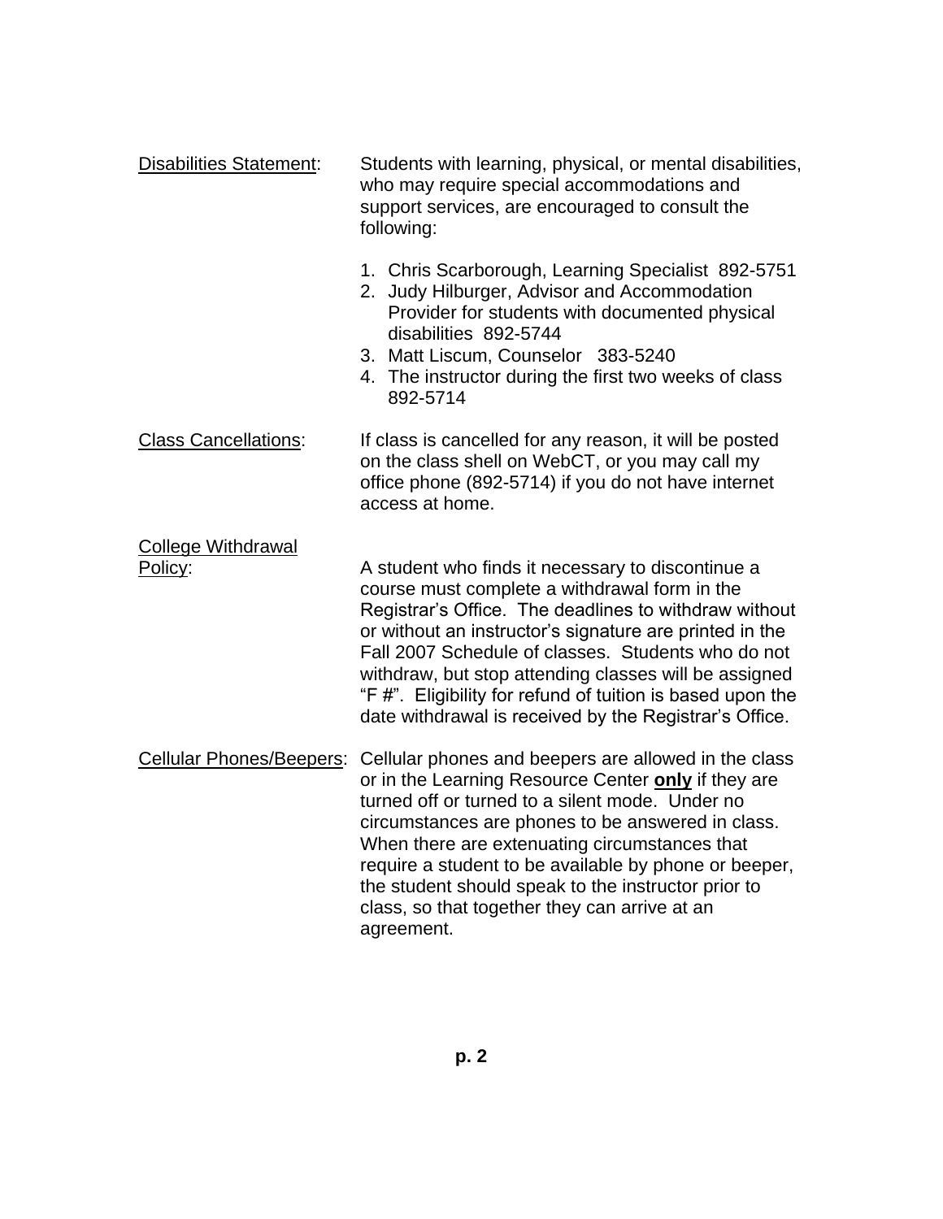<u>Disabilities Statement</u>: Students with learning, physical, or mental disabilities, who may require special accommodations and support services, are encouraged to consult the following:

1. Chris Scarborough, Learning Specialist 892-5751
2. Judy Hilburger, Advisor and Accommodation Provider for students with documented physical disabilities 892-5744
3. Matt Liscum, Counselor 383-5240
4. The instructor during the first two weeks of class 892-5714

<u>Class Cancellations</u>: If class is cancelled for any reason, it will be posted on the class shell on WebCT, or you may call my office phone (892-5714) if you do not have internet access at home.

<u>College Withdrawal Policy</u>: A student who finds it necessary to discontinue a course must complete a withdrawal form in the Registrar's Office. The deadlines to withdraw without or without an instructor's signature are printed in the Fall 2007 Schedule of classes. Students who do not withdraw, but stop attending classes will be assigned "F #". Eligibility for refund of tuition is based upon the date withdrawal is received by the Registrar's Office.

<u>Cellular Phones/Beepers</u>: Cellular phones and beepers are allowed in the class or in the Learning Resource Center <u>**only**</u> if they are turned off or turned to a silent mode. Under no circumstances are phones to be answered in class. When there are extenuating circumstances that require a student to be available by phone or beeper, the student should speak to the instructor prior to class, so that together they can arrive at an agreement.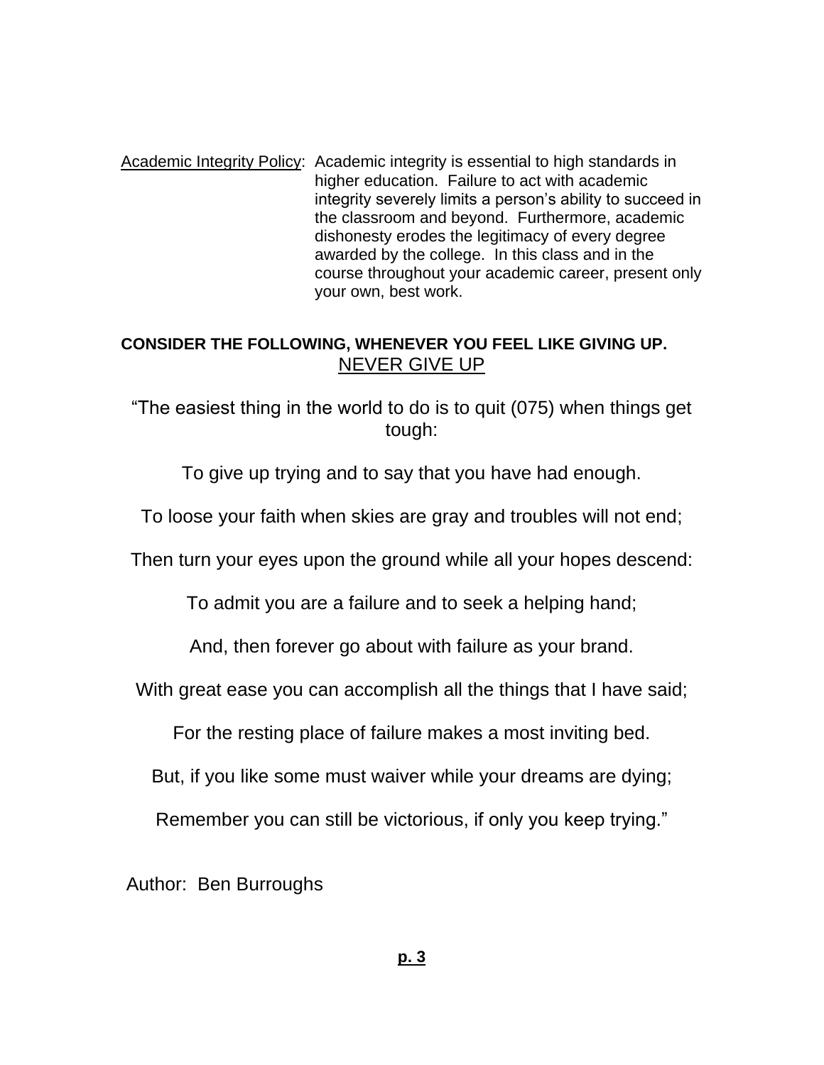<u>Academic Integrity Policy</u>: Academic integrity is essential to high standards in higher education. Failure to act with academic integrity severely limits a person's ability to succeed in the classroom and beyond. Furthermore, academic dishonesty erodes the legitimacy of every degree awarded by the college. In this class and in the course throughout your academic career, present only your own, best work.

**CONSIDER THE FOLLOWING, WHENEVER YOU FEEL LIKE GIVING UP.**

<u>NEVER GIVE UP</u>

"The easiest thing in the world to do is to quit (075) when things get tough:

To give up trying and to say that you have had enough.

To loose your faith when skies are gray and troubles will not end;

Then turn your eyes upon the ground while all your hopes descend:

To admit you are a failure and to seek a helping hand;

And, then forever go about with failure as your brand.

With great ease you can accomplish all the things that I have said;

For the resting place of failure makes a most inviting bed.

But, if you like some must waiver while your dreams are dying;

Remember you can still be victorious, if only you keep trying."

Author: Ben Burroughs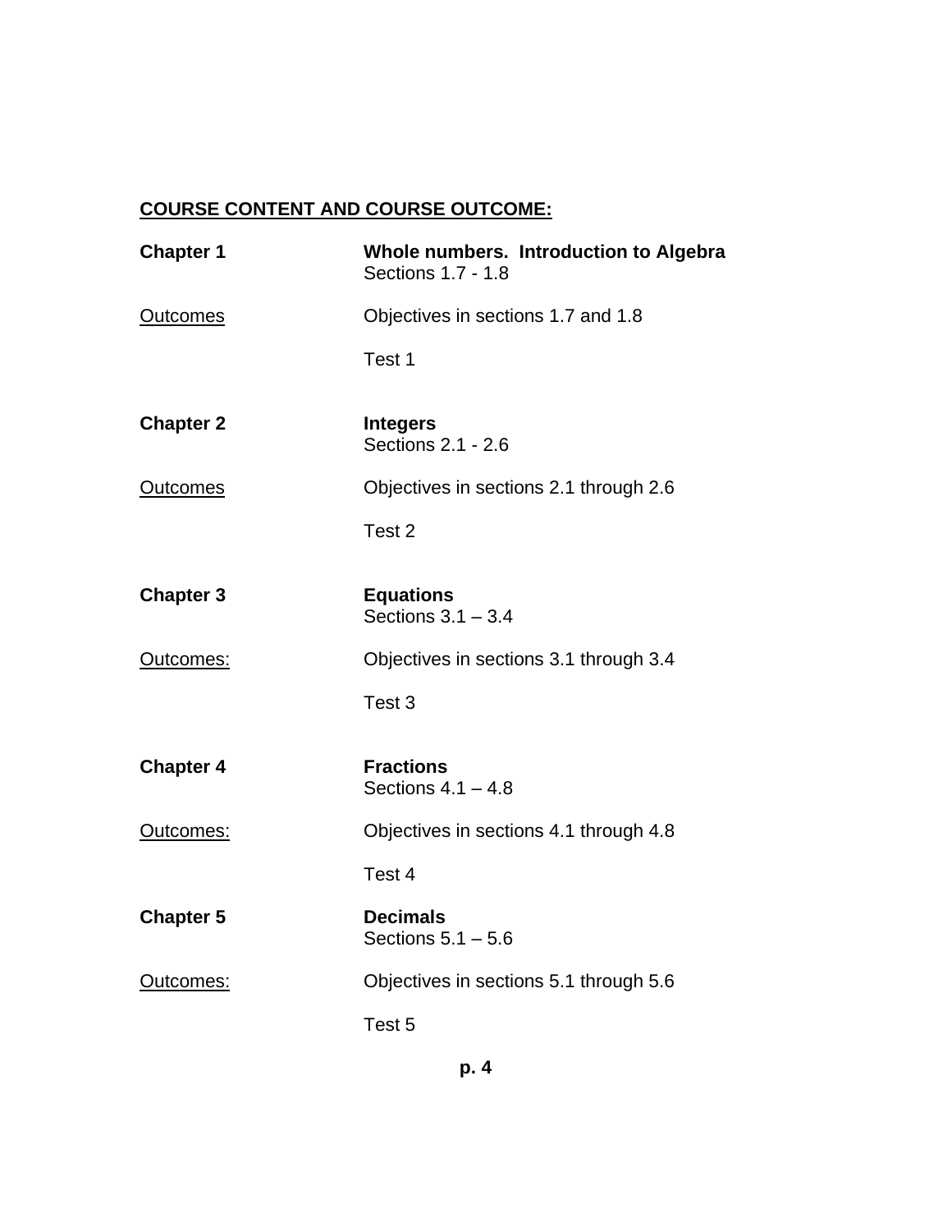## COURSE CONTENT AND COURSE OUTCOME:

| | |
|---|---|
| **Chapter 1** | **Whole numbers. Introduction to Algebra**<br>Sections 1.7 - 1.8 |
| Outcomes | Objectives in sections 1.7 and 1.8<br><br>Test 1 |
| **Chapter 2** | **Integers**<br>Sections 2.1 - 2.6 |
| Outcomes | Objectives in sections 2.1 through 2.6<br><br>Test 2 |
| **Chapter 3** | **Equations**<br>Sections 3.1 – 3.4 |
| Outcomes: | Objectives in sections 3.1 through 3.4<br><br>Test 3 |
| **Chapter 4** | **Fractions**<br>Sections 4.1 – 4.8 |
| Outcomes: | Objectives in sections 4.1 through 4.8<br><br>Test 4 |
| **Chapter 5** | **Decimals**<br>Sections 5.1 – 5.6 |
| Outcomes: | Objectives in sections 5.1 through 5.6<br><br>Test 5 |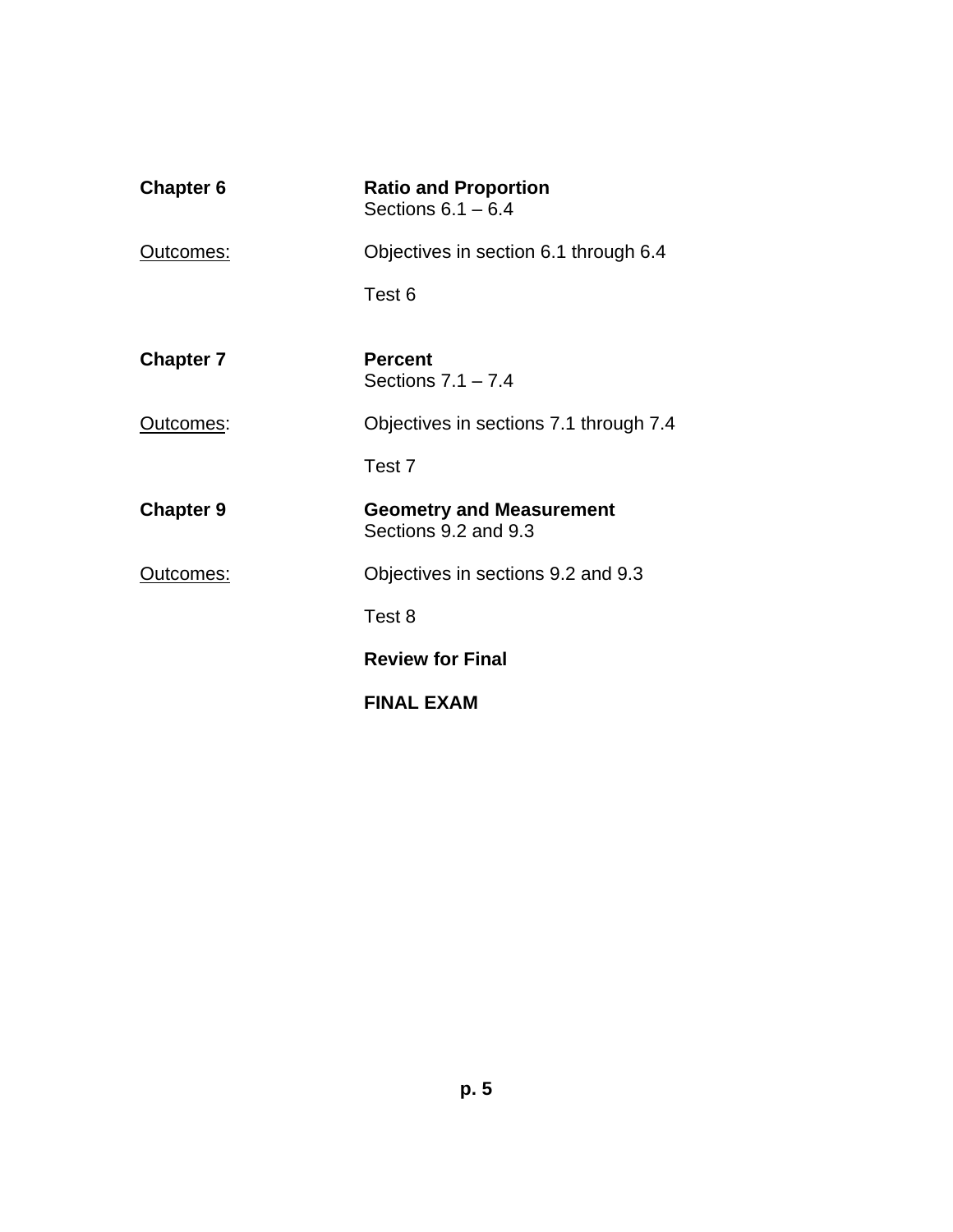**Chapter 6** **Ratio and Proportion**
Sections 6.1 – 6.4

Outcomes: Objectives in section 6.1 through 6.4

Test 6

**Chapter 7** **Percent**
Sections 7.1 – 7.4

Outcomes: Objectives in sections 7.1 through 7.4

Test 7

**Chapter 9** **Geometry and Measurement**
Sections 9.2 and 9.3

Outcomes: Objectives in sections 9.2 and 9.3

Test 8

**Review for Final**

**FINAL EXAM**